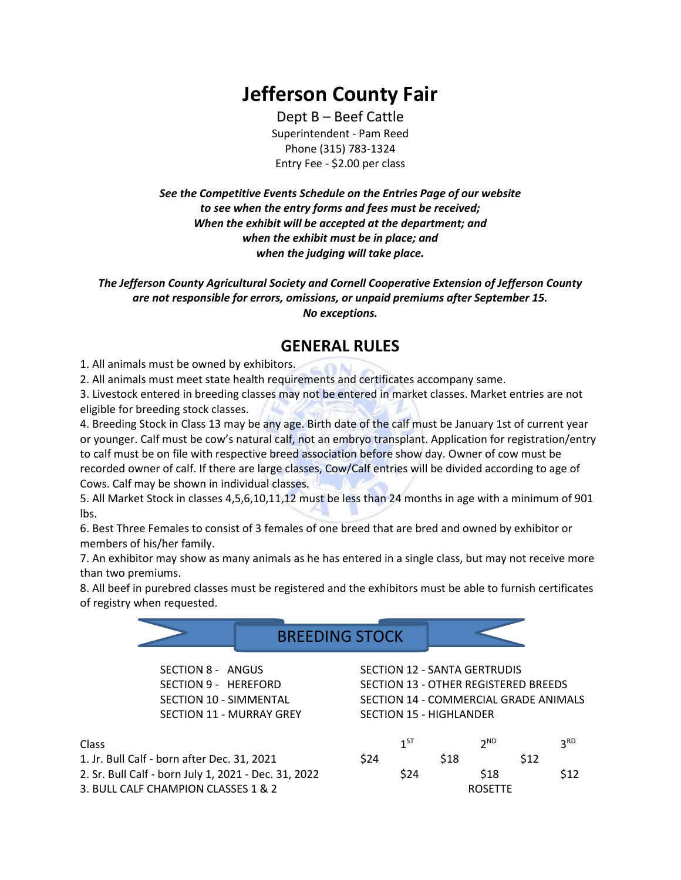# Jefferson County Fair

Dept B – Beef Cattle

Superintendent - Pam Reed

Phone (315) 783-1324

Entry Fee - $2.00 per class

***See the Competitive Events Schedule on the Entries Page of our website to see when the entry forms and fees must be received; When the exhibit will be accepted at the department; and when the exhibit must be in place; and when the judging will take place.***

***The Jefferson County Agricultural Society and Cornell Cooperative Extension of Jefferson County are not responsible for errors, omissions, or unpaid premiums after September 15. No exceptions.***

## GENERAL RULES

1. All animals must be owned by exhibitors.
2. All animals must meet state health requirements and certificates accompany same.
3. Livestock entered in breeding classes may not be entered in market classes. Market entries are not eligible for breeding stock classes.
4. Breeding Stock in Class 13 may be any age. Birth date of the calf must be January 1st of current year or younger. Calf must be cow's natural calf, not an embryo transplant. Application for registration/entry to calf must be on file with respective breed association before show day. Owner of cow must be recorded owner of calf. If there are large classes, Cow/Calf entries will be divided according to age of Cows. Calf may be shown in individual classes.
5. All Market Stock in classes 4,5,6,10,11,12 must be less than 24 months in age with a minimum of 901 lbs.
6. Best Three Females to consist of 3 females of one breed that are bred and owned by exhibitor or members of his/her family.
7. An exhibitor may show as many animals as he has entered in a single class, but may not receive more than two premiums.
8. All beef in purebred classes must be registered and the exhibitors must be able to furnish certificates of registry when requested.

## BREEDING STOCK

SECTION 8 - ANGUS
SECTION 9 - HEREFORD
SECTION 10 - SIMMENTAL
SECTION 11 - MURRAY GREY
SECTION 12 - SANTA GERTRUDIS
SECTION 13 - OTHER REGISTERED BREEDS
SECTION 14 - COMMERCIAL GRADE ANIMALS
SECTION 15 - HIGHLANDER

| Class | 1ST | 2ND | 3RD |
|---|---|---|---|
| 1. Jr. Bull Calf - born after Dec. 31, 2021 | $24 | $18 | $12 |
| 2. Sr. Bull Calf - born July 1, 2021 - Dec. 31, 2022 | $24 | $18 | $12 |
| 3. BULL CALF CHAMPION CLASSES 1 & 2 | | ROSETTE | |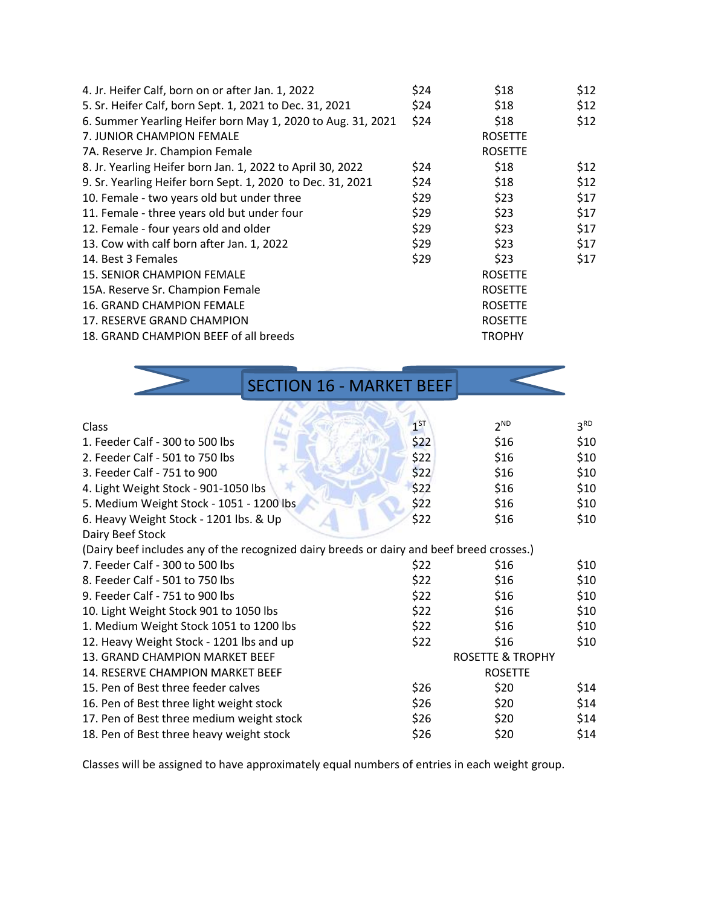| | | | |
|---|---|---|---|
| 4. Jr. Heifer Calf, born on or after Jan. 1, 2022 | $24 | $18 | $12 |
| 5. Sr. Heifer Calf, born Sept. 1, 2021 to Dec. 31, 2021 | $24 | $18 | $12 |
| 6. Summer Yearling Heifer born May 1, 2020 to Aug. 31, 2021 | $24 | $18 | $12 |
| 7. JUNIOR CHAMPION FEMALE | | ROSETTE | |
| 7A. Reserve Jr. Champion Female | | ROSETTE | |
| 8. Jr. Yearling Heifer born Jan. 1, 2022 to April 30, 2022 | $24 | $18 | $12 |
| 9. Sr. Yearling Heifer born Sept. 1, 2020 to Dec. 31, 2021 | $24 | $18 | $12 |
| 10. Female - two years old but under three | $29 | $23 | $17 |
| 11. Female - three years old but under four | $29 | $23 | $17 |
| 12. Female - four years old and older | $29 | $23 | $17 |
| 13. Cow with calf born after Jan. 1, 2022 | $29 | $23 | $17 |
| 14. Best 3 Females | $29 | $23 | $17 |
| 15. SENIOR CHAMPION FEMALE | | ROSETTE | |
| 15A. Reserve Sr. Champion Female | | ROSETTE | |
| 16. GRAND CHAMPION FEMALE | | ROSETTE | |
| 17. RESERVE GRAND CHAMPION | | ROSETTE | |
| 18. GRAND CHAMPION BEEF of all breeds | | TROPHY | |

## SECTION 16 - MARKET BEEF

| Class | 1ST | 2ND | 3RD |
|---|---|---|---|
| 1. Feeder Calf - 300 to 500 lbs | $22 | $16 | $10 |
| 2. Feeder Calf - 501 to 750 lbs | $22 | $16 | $10 |
| 3. Feeder Calf - 751 to 900 | $22 | $16 | $10 |
| 4. Light Weight Stock - 901-1050 lbs | $22 | $16 | $10 |
| 5. Medium Weight Stock - 1051 - 1200 lbs | $22 | $16 | $10 |
| 6. Heavy Weight Stock - 1201 lbs. & Up | $22 | $16 | $10 |
| Dairy Beef Stock | | | |
| (Dairy beef includes any of the recognized dairy breeds or dairy and beef breed crosses.) | | | |
| 7. Feeder Calf - 300 to 500 lbs | $22 | $16 | $10 |
| 8. Feeder Calf - 501 to 750 lbs | $22 | $16 | $10 |
| 9. Feeder Calf - 751 to 900 lbs | $22 | $16 | $10 |
| 10. Light Weight Stock 901 to 1050 lbs | $22 | $16 | $10 |
| 1. Medium Weight Stock 1051 to 1200 lbs | $22 | $16 | $10 |
| 12. Heavy Weight Stock - 1201 lbs and up | $22 | $16 | $10 |
| 13. GRAND CHAMPION MARKET BEEF | | ROSETTE & TROPHY | |
| 14. RESERVE CHAMPION MARKET BEEF | | ROSETTE | |
| 15. Pen of Best three feeder calves | $26 | $20 | $14 |
| 16. Pen of Best three light weight stock | $26 | $20 | $14 |
| 17. Pen of Best three medium weight stock | $26 | $20 | $14 |
| 18. Pen of Best three heavy weight stock | $26 | $20 | $14 |

Classes will be assigned to have approximately equal numbers of entries in each weight group.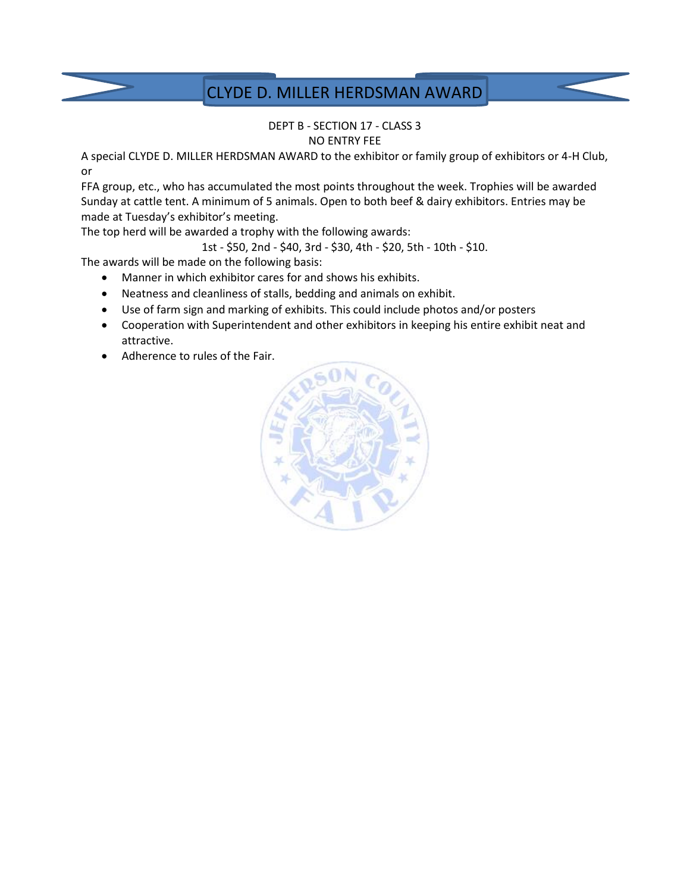# CLYDE D. MILLER HERDSMAN AWARD

DEPT B - SECTION 17 - CLASS 3
NO ENTRY FEE

A special CLYDE D. MILLER HERDSMAN AWARD to the exhibitor or family group of exhibitors or 4-H Club, or
FFA group, etc., who has accumulated the most points throughout the week. Trophies will be awarded Sunday at cattle tent. A minimum of 5 animals. Open to both beef & dairy exhibitors. Entries may be made at Tuesday's exhibitor's meeting.
The top herd will be awarded a trophy with the following awards:

1st - $50, 2nd - $40, 3rd - $30, 4th - $20, 5th - 10th - $10.

The awards will be made on the following basis:

- Manner in which exhibitor cares for and shows his exhibits.
- Neatness and cleanliness of stalls, bedding and animals on exhibit.
- Use of farm sign and marking of exhibits. This could include photos and/or posters
- Cooperation with Superintendent and other exhibitors in keeping his entire exhibit neat and attractive.
- Adherence to rules of the Fair.